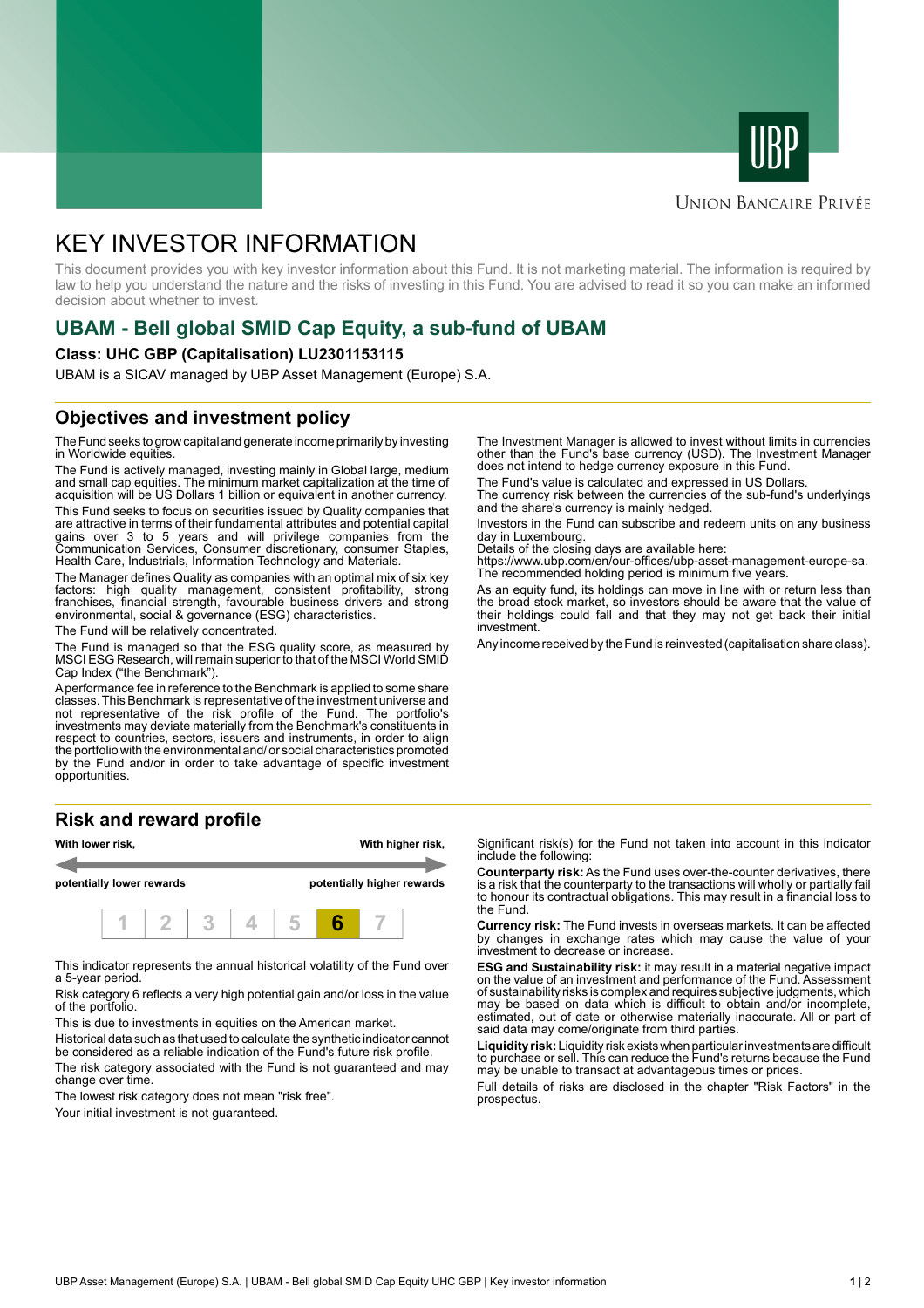UNION BANCAIRE PRIVÉE

# KEY INVESTOR INFORMATION

This document provides you with key investor information about this Fund. It is not marketing material. The information is required by law to help you understand the nature and the risks of investing in this Fund. You are advised to read it so you can make an informed decision about whether to invest.

## UBAM - Bell global SMID Cap Equity, a sub-fund of UBAM

**Class: UHC GBP (Capitalisation) LU2301153115**

UBAM is a SICAV managed by UBP Asset Management (Europe) S.A.

## Objectives and investment policy

The Fund seeks to grow capital and generate income primarily by investing in Worldwide equities.

The Fund is actively managed, investing mainly in Global large, medium and small cap equities. The minimum market capitalization at the time of acquisition will be US Dollars 1 billion or equivalent in another currency.

This Fund seeks to focus on securities issued by Quality companies that are attractive in terms of their fundamental attributes and potential capital gains over 3 to 5 years and will privilege companies from the Communication Services, Consumer discretionary, consumer Staples, Health Care, Industrials, Information Technology and Materials.

The Manager defines Quality as companies with an optimal mix of six key factors: high quality management, consistent profitability, strong franchises, financial strength, favourable business drivers and strong environmental, social & governance (ESG) characteristics.

The Fund will be relatively concentrated.

The Fund is managed so that the ESG quality score, as measured by MSCI ESG Research, will remain superior to that of the MSCI World SMID Cap Index ("the Benchmark").

A performance fee in reference to the Benchmark is applied to some share classes. This Benchmark is representative of the investment universe and not representative of the risk profile of the Fund. The portfolio's investments may deviate materially from the Benchmark's constituents in respect to countries, sectors, issuers and instruments, in order to align the portfolio with the environmental and/ or social characteristics promoted by the Fund and/or in order to take advantage of specific investment opportunities.

The Investment Manager is allowed to invest without limits in currencies other than the Fund's base currency (USD). The Investment Manager does not intend to hedge currency exposure in this Fund.

The Fund's value is calculated and expressed in US Dollars.

The currency risk between the currencies of the sub-fund's underlyings and the share's currency is mainly hedged.

Investors in the Fund can subscribe and redeem units on any business day in Luxembourg.

Details of the closing days are available here:
https://www.ubp.com/en/our-offices/ubp-asset-management-europe-sa.

The recommended holding period is minimum five years.

As an equity fund, its holdings can move in line with or return less than the broad stock market, so investors should be aware that the value of their holdings could fall and that they may not get back their initial investment.

Any income received by the Fund is reinvested (capitalisation share class).

## Risk and reward profile

| With lower risk, potentially lower rewards | | | | | | With higher risk, potentially higher rewards |
|---|---|---|---|---|---|---|
| 1 | 2 | 3 | 4 | 5 | **6** | 7 |

This indicator represents the annual historical volatility of the Fund over a 5-year period.

Risk category 6 reflects a very high potential gain and/or loss in the value of the portfolio.

This is due to investments in equities on the American market.

Historical data such as that used to calculate the synthetic indicator cannot be considered as a reliable indication of the Fund's future risk profile.

The risk category associated with the Fund is not guaranteed and may change over time.

The lowest risk category does not mean "risk free".

Your initial investment is not guaranteed.

Significant risk(s) for the Fund not taken into account in this indicator include the following:

**Counterparty risk:** As the Fund uses over-the-counter derivatives, there is a risk that the counterparty to the transactions will wholly or partially fail to honour its contractual obligations. This may result in a financial loss to the Fund.

**Currency risk:** The Fund invests in overseas markets. It can be affected by changes in exchange rates which may cause the value of your investment to decrease or increase.

**ESG and Sustainability risk:** it may result in a material negative impact on the value of an investment and performance of the Fund. Assessment of sustainability risks is complex and requires subjective judgments, which may be based on data which is difficult to obtain and/or incomplete, estimated, out of date or otherwise materially inaccurate. All or part of said data may come/originate from third parties.

**Liquidity risk:** Liquidity risk exists when particular investments are difficult to purchase or sell. This can reduce the Fund's returns because the Fund may be unable to transact at advantageous times or prices.

Full details of risks are disclosed in the chapter "Risk Factors" in the prospectus.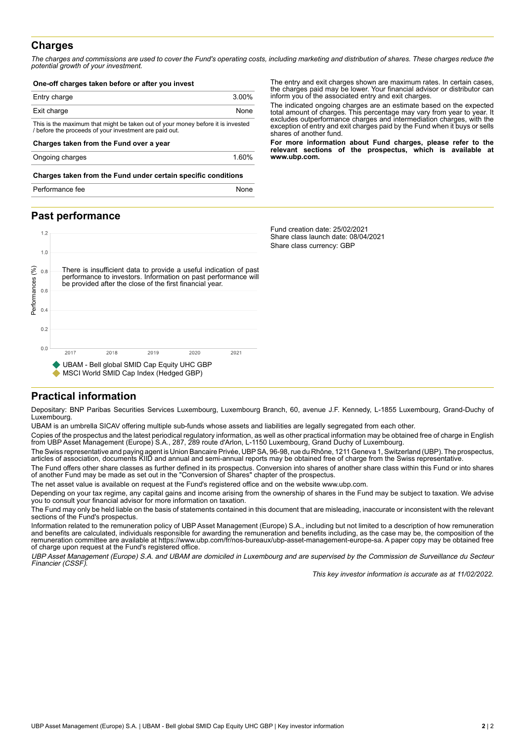## Charges

*The charges and commissions are used to cover the Fund's operating costs, including marketing and distribution of shares. These charges reduce the potential growth of your investment.*

| One-off charges taken before or after you invest | |
|---|---|
| Entry charge | 3.00% |
| Exit charge | None |

This is the maximum that might be taken out of your money before it is invested / before the proceeds of your investment are paid out.

| Charges taken from the Fund over a year | |
|---|---|
| Ongoing charges | 1.60% |

| Charges taken from the Fund under certain specific conditions | |
|---|---|
| Performance fee | None |

The entry and exit charges shown are maximum rates. In certain cases, the charges paid may be lower. Your financial advisor or distributor can inform you of the associated entry and exit charges.

The indicated ongoing charges are an estimate based on the expected total amount of charges. This percentage may vary from year to year. It excludes outperformance charges and intermediation charges, with the exception of entry and exit charges paid by the Fund when it buys or sells shares of another fund.

**For more information about Fund charges, please refer to the relevant sections of the prospectus, which is available at www.ubp.com.**

## Past performance

Performances (%)

1.2
1.0
0.8
0.6
0.4
0.2
0.0

2017 2018 2019 2020 2021

There is insufficient data to provide a useful indication of past performance to investors. Information on past performance will be provided after the close of the first financial year.

UBAM - Bell global SMID Cap Equity UHC GBP
MSCI World SMID Cap Index (Hedged GBP)

Fund creation date: 25/02/2021
Share class launch date: 08/04/2021
Share class currency: GBP

## Practical information

Depositary: BNP Paribas Securities Services Luxembourg, Luxembourg Branch, 60, avenue J.F. Kennedy, L-1855 Luxembourg, Grand-Duchy of Luxembourg.

UBAM is an umbrella SICAV offering multiple sub-funds whose assets and liabilities are legally segregated from each other.

Copies of the prospectus and the latest periodical regulatory information, as well as other practical information may be obtained free of charge in English from UBP Asset Management (Europe) S.A., 287, 289 route d'Arlon, L-1150 Luxembourg, Grand Duchy of Luxembourg.

The Swiss representative and paying agent is Union Bancaire Privée, UBP SA, 96-98, rue du Rhône, 1211 Geneva 1, Switzerland (UBP). The prospectus, articles of association, documents KIID and annual and semi-annual reports may be obtained free of charge from the Swiss representative.

The Fund offers other share classes as further defined in its prospectus. Conversion into shares of another share class within this Fund or into shares of another Fund may be made as set out in the "Conversion of Shares" chapter of the prospectus.

The net asset value is available on request at the Fund's registered office and on the website www.ubp.com.

Depending on your tax regime, any capital gains and income arising from the ownership of shares in the Fund may be subject to taxation. We advise you to consult your financial advisor for more information on taxation.

The Fund may only be held liable on the basis of statements contained in this document that are misleading, inaccurate or inconsistent with the relevant sections of the Fund's prospectus.

Information related to the remuneration policy of UBP Asset Management (Europe) S.A., including but not limited to a description of how remuneration and benefits are calculated, individuals responsible for awarding the remuneration and benefits including, as the case may be, the composition of the remuneration committee are available at https://www.ubp.com/fr/nos-bureaux/ubp-asset-management-europe-sa. A paper copy may be obtained free of charge upon request at the Fund's registered office.

*UBP Asset Management (Europe) S.A. and UBAM are domiciled in Luxembourg and are supervised by the Commission de Surveillance du Secteur Financier (CSSF).*

*This key investor information is accurate as at 11/02/2022.*